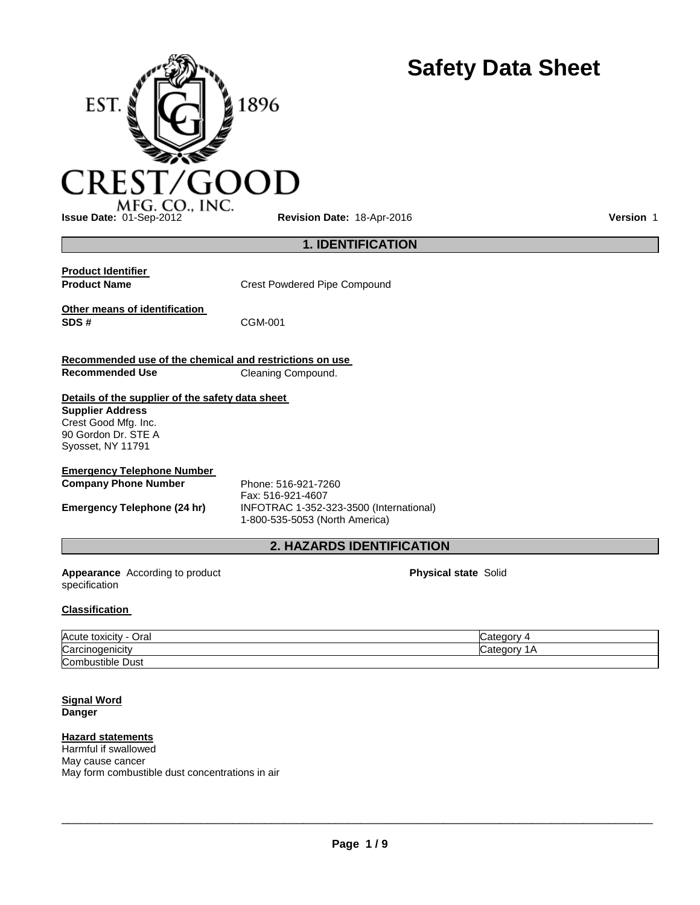EST. 1896

CREST/GOOD
MFG. CO., INC.

# Safety Data Sheet

**Issue Date:** 01-Sep-2012 **Revision Date:** 18-Apr-2016 **Version** 1

## 1. IDENTIFICATION

**Product Identifier**

**Product Name** Crest Powdered Pipe Compound

**Other means of identification**

**SDS #** CGM-001

**Recommended use of the chemical and restrictions on use**

**Recommended Use** Cleaning Compound.

**Details of the supplier of the safety data sheet**

**Supplier Address**
Crest Good Mfg. Inc.
90 Gordon Dr. STE A
Syosset, NY 11791

**Emergency Telephone Number**

**Company Phone Number** Phone: 516-921-7260
Fax: 516-921-4607

**Emergency Telephone (24 hr)** INFOTRAC 1-352-323-3500 (International)
1-800-535-5053 (North America)

## 2. HAZARDS IDENTIFICATION

**Appearance** According to product specification

**Physical state** Solid

**Classification**

| | |
|---|---|
| Acute toxicity - Oral | Category 4 |
| Carcinogenicity | Category 1A |
| Combustible Dust | |

**Signal Word**

**Danger**

**Hazard statements**

Harmful if swallowed
May cause cancer
May form combustible dust concentrations in air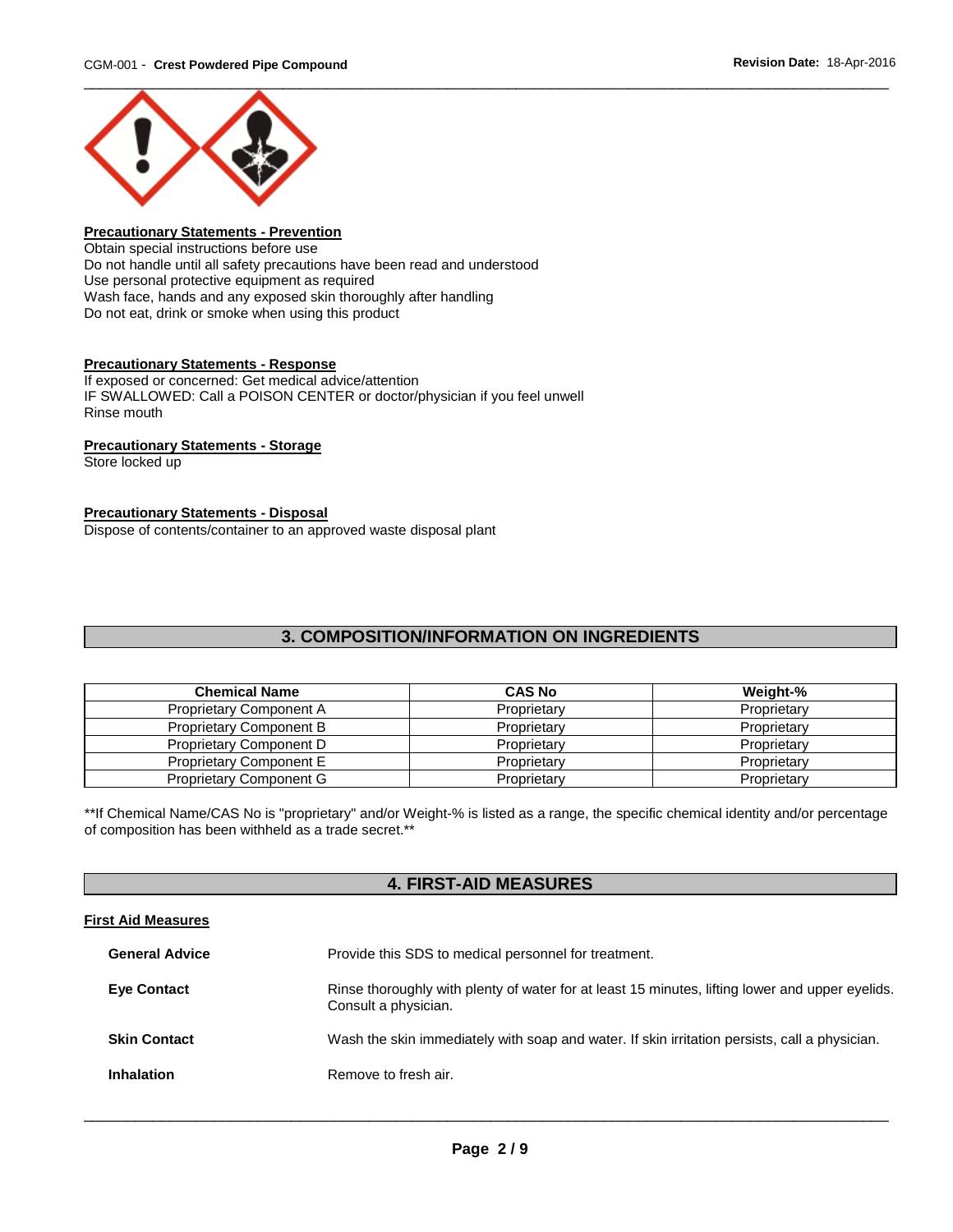**Precautionary Statements - Prevention**
Obtain special instructions before use
Do not handle until all safety precautions have been read and understood
Use personal protective equipment as required
Wash face, hands and any exposed skin thoroughly after handling
Do not eat, drink or smoke when using this product

**Precautionary Statements - Response**
If exposed or concerned: Get medical advice/attention
IF SWALLOWED: Call a POISON CENTER or doctor/physician if you feel unwell
Rinse mouth

**Precautionary Statements - Storage**
Store locked up

**Precautionary Statements - Disposal**
Dispose of contents/container to an approved waste disposal plant

## 3. COMPOSITION/INFORMATION ON INGREDIENTS

| Chemical Name | CAS No | Weight-% |
|---|---|---|
| Proprietary Component A | Proprietary | Proprietary |
| Proprietary Component B | Proprietary | Proprietary |
| Proprietary Component D | Proprietary | Proprietary |
| Proprietary Component E | Proprietary | Proprietary |
| Proprietary Component G | Proprietary | Proprietary |

**If Chemical Name/CAS No is "proprietary" and/or Weight-% is listed as a range, the specific chemical identity and/or percentage of composition has been withheld as a trade secret.**

## 4. FIRST-AID MEASURES

**First Aid Measures**

**General Advice** Provide this SDS to medical personnel for treatment.

**Eye Contact** Rinse thoroughly with plenty of water for at least 15 minutes, lifting lower and upper eyelids. Consult a physician.

**Skin Contact** Wash the skin immediately with soap and water. If skin irritation persists, call a physician.

**Inhalation** Remove to fresh air.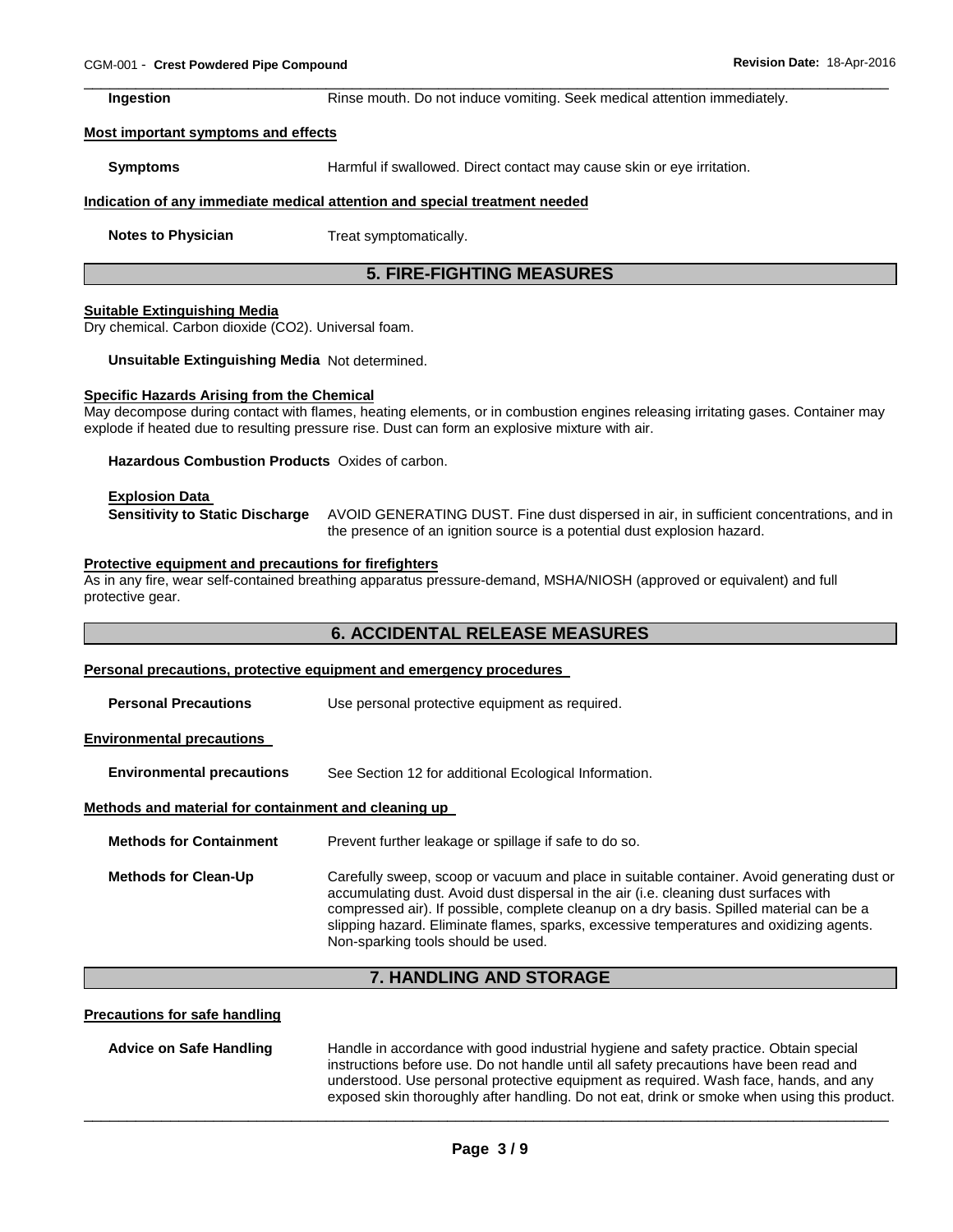**Ingestion** Rinse mouth. Do not induce vomiting. Seek medical attention immediately.

**Most important symptoms and effects**

**Symptoms** Harmful if swallowed. Direct contact may cause skin or eye irritation.

**Indication of any immediate medical attention and special treatment needed**

**Notes to Physician** Treat symptomatically.

## 5. FIRE-FIGHTING MEASURES

**Suitable Extinguishing Media**

Dry chemical. Carbon dioxide ($CO_2$). Universal foam.

**Unsuitable Extinguishing Media** Not determined.

**Specific Hazards Arising from the Chemical**

May decompose during contact with flames, heating elements, or in combustion engines releasing irritating gases. Container may explode if heated due to resulting pressure rise. Dust can form an explosive mixture with air.

**Hazardous Combustion Products** Oxides of carbon.

**Explosion Data**

**Sensitivity to Static Discharge** AVOID GENERATING DUST. Fine dust dispersed in air, in sufficient concentrations, and in the presence of an ignition source is a potential dust explosion hazard.

**Protective equipment and precautions for firefighters**

As in any fire, wear self-contained breathing apparatus pressure-demand, MSHA/NIOSH (approved or equivalent) and full protective gear.

## 6. ACCIDENTAL RELEASE MEASURES

**Personal precautions, protective equipment and emergency procedures**

**Personal Precautions** Use personal protective equipment as required.

**Environmental precautions**

**Environmental precautions** See Section 12 for additional Ecological Information.

**Methods and material for containment and cleaning up**

**Methods for Containment** Prevent further leakage or spillage if safe to do so.

**Methods for Clean-Up** Carefully sweep, scoop or vacuum and place in suitable container. Avoid generating dust or accumulating dust. Avoid dust dispersal in the air (i.e. cleaning dust surfaces with compressed air). If possible, complete cleanup on a dry basis. Spilled material can be a slipping hazard. Eliminate flames, sparks, excessive temperatures and oxidizing agents. Non-sparking tools should be used.

## 7. HANDLING AND STORAGE

**Precautions for safe handling**

**Advice on Safe Handling** Handle in accordance with good industrial hygiene and safety practice. Obtain special instructions before use. Do not handle until all safety precautions have been read and understood. Use personal protective equipment as required. Wash face, hands, and any exposed skin thoroughly after handling. Do not eat, drink or smoke when using this product.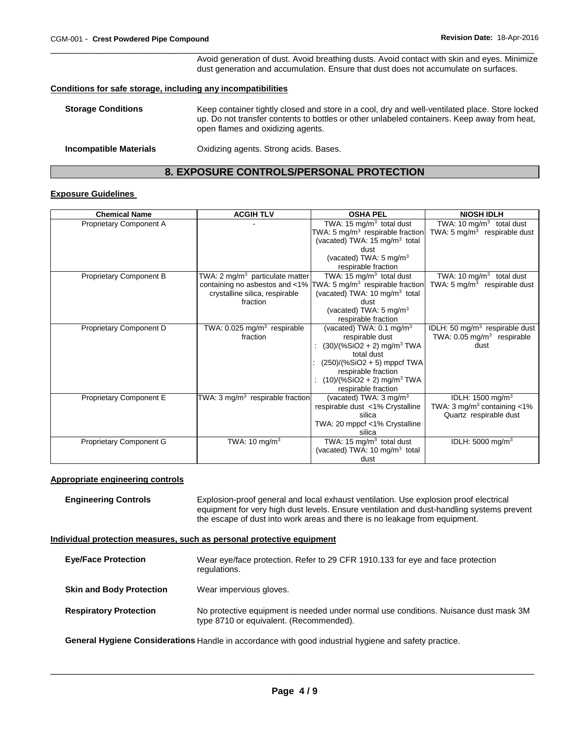Avoid generation of dust. Avoid breathing dusts. Avoid contact with skin and eyes. Minimize dust generation and accumulation. Ensure that dust does not accumulate on surfaces.

**Conditions for safe storage, including any incompatibilities**

**Storage Conditions** Keep container tightly closed and store in a cool, dry and well-ventilated place. Store locked up. Do not transfer contents to bottles or other unlabeled containers. Keep away from heat, open flames and oxidizing agents.

**Incompatible Materials** Oxidizing agents. Strong acids. Bases.

## 8. EXPOSURE CONTROLS/PERSONAL PROTECTION

**Exposure Guidelines**

| Chemical Name | ACGIH TLV | OSHA PEL | NIOSH IDLH |
|---|---|---|---|
| Proprietary Component A | - | TWA: 15 mg/m$^3$ total dust<br>TWA: 5 mg/m$^3$ respirable fraction<br>(vacated) TWA: 15 mg/m$^3$ total dust<br>(vacated) TWA: 5 mg/m$^3$ respirable fraction | TWA: 10 mg/m$^3$ total dust<br>TWA: 5 mg/m$^3$ respirable dust |
| Proprietary Component B | TWA: 2 mg/m$^3$ particulate matter containing no asbestos and <1% crystalline silica, respirable fraction | TWA: 15 mg/m$^3$ total dust<br>TWA: 5 mg/m$^3$ respirable fraction<br>(vacated) TWA: 10 mg/m$^3$ total dust<br>(vacated) TWA: 5 mg/m$^3$ respirable fraction | TWA: 10 mg/m$^3$ total dust<br>TWA: 5 mg/m$^3$ respirable dust |
| Proprietary Component D | TWA: 0.025 mg/m$^3$ respirable fraction | (vacated) TWA: 0.1 mg/m$^3$ respirable dust<br>: (30)/(%SiO2 + 2) mg/m$^3$ TWA total dust<br>: (250)/(%SiO2 + 5) mppcf TWA respirable fraction<br>: (10)/(%SiO2 + 2) mg/m$^3$ TWA respirable fraction | IDLH: 50 mg/m$^3$ respirable dust<br>TWA: 0.05 mg/m$^3$ respirable dust |
| Proprietary Component E | TWA: 3 mg/m$^3$ respirable fraction | (vacated) TWA: 3 mg/m$^3$ respirable dust <1% Crystalline silica<br>TWA: 20 mppcf <1% Crystalline silica | IDLH: 1500 mg/m$^3$<br>TWA: 3 mg/m$^3$ containing <1% Quartz respirable dust |
| Proprietary Component G | TWA: 10 mg/m$^3$ | TWA: 15 mg/m$^3$ total dust<br>(vacated) TWA: 10 mg/m$^3$ total dust | IDLH: 5000 mg/m$^3$ |

**Appropriate engineering controls**

**Engineering Controls** Explosion-proof general and local exhaust ventilation. Use explosion proof electrical equipment for very high dust levels. Ensure ventilation and dust-handling systems prevent the escape of dust into work areas and there is no leakage from equipment.

**Individual protection measures, such as personal protective equipment**

**Eye/Face Protection** Wear eye/face protection. Refer to 29 CFR 1910.133 for eye and face protection regulations.

**Skin and Body Protection** Wear impervious gloves.

**Respiratory Protection** No protective equipment is needed under normal use conditions. Nuisance dust mask 3M type 8710 or equivalent. (Recommended).

**General Hygiene Considerations** Handle in accordance with good industrial hygiene and safety practice.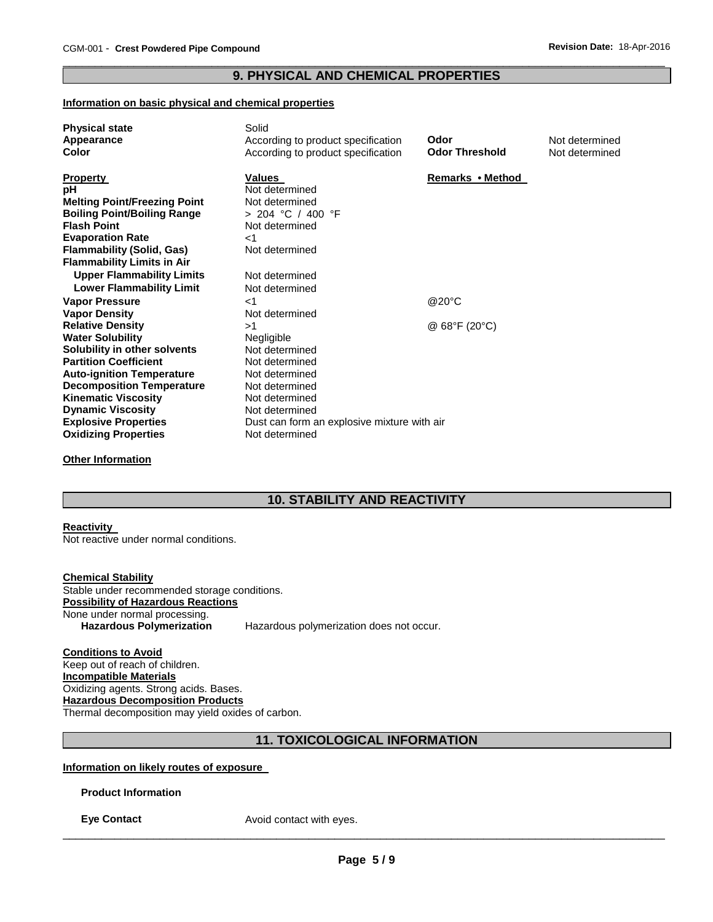## 9. PHYSICAL AND CHEMICAL PROPERTIES

**Information on basic physical and chemical properties**

| | | | |
|---|---|---|---|
| **Physical state** | Solid | | |
| **Appearance** | According to product specification | **Odor** | Not determined |
| **Color** | According to product specification | **Odor Threshold** | Not determined |

| **Property** | **Values** | **Remarks • Method** |
|---|---|---|
| **pH** | Not determined | |
| **Melting Point/Freezing Point** | Not determined | |
| **Boiling Point/Boiling Range** | > 204 °C / 400 °F | |
| **Flash Point** | Not determined | |
| **Evaporation Rate** | <1 | |
| **Flammability (Solid, Gas)** | Not determined | |
| **Flammability Limits in Air** | | |
| **Upper Flammability Limits** | Not determined | |
| **Lower Flammability Limit** | Not determined | |
| **Vapor Pressure** | <1 | @20°C |
| **Vapor Density** | Not determined | |
| **Relative Density** | >1 | @ 68°F (20°C) |
| **Water Solubility** | Negligible | |
| **Solubility in other solvents** | Not determined | |
| **Partition Coefficient** | Not determined | |
| **Auto-ignition Temperature** | Not determined | |
| **Decomposition Temperature** | Not determined | |
| **Kinematic Viscosity** | Not determined | |
| **Dynamic Viscosity** | Not determined | |
| **Explosive Properties** | Dust can form an explosive mixture with air | |
| **Oxidizing Properties** | Not determined | |

**Other Information**

## 10. STABILITY AND REACTIVITY

**Reactivity**

Not reactive under normal conditions.

**Chemical Stability**

Stable under recommended storage conditions.

**Possibility of Hazardous Reactions**

None under normal processing.

**Hazardous Polymerization** Hazardous polymerization does not occur.

**Conditions to Avoid**

Keep out of reach of children.

**Incompatible Materials**

Oxidizing agents. Strong acids. Bases.

**Hazardous Decomposition Products**

Thermal decomposition may yield oxides of carbon.

## 11. TOXICOLOGICAL INFORMATION

**Information on likely routes of exposure**

**Product Information**

**Eye Contact** Avoid contact with eyes.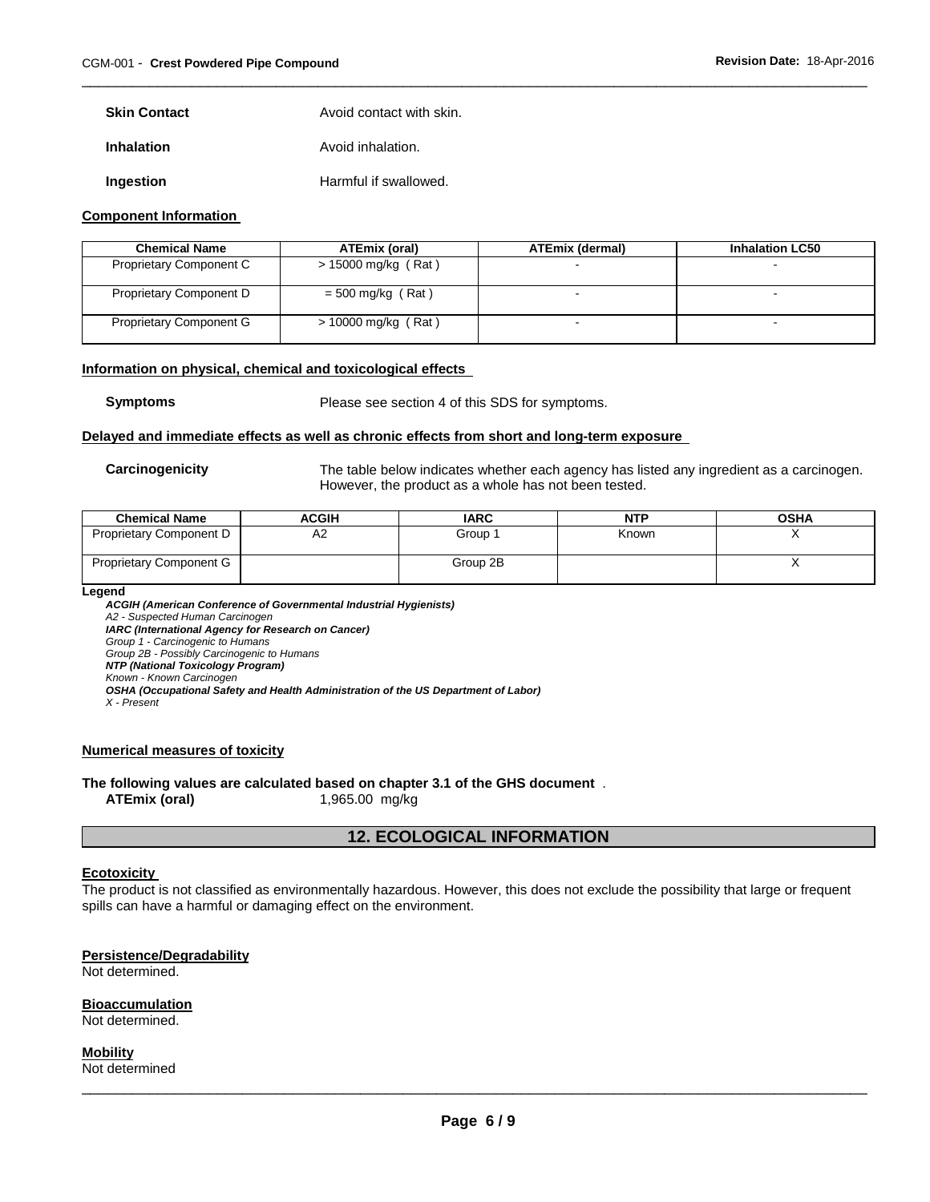**Skin Contact** Avoid contact with skin.

**Inhalation** Avoid inhalation.

**Ingestion** Harmful if swallowed.

**Component Information**

| Chemical Name | ATEmix (oral) | ATEmix (dermal) | Inhalation LC50 |
|---|---|---|---|
| Proprietary Component C | > 15000 mg/kg ( Rat ) | - | - |
| Proprietary Component D | = 500 mg/kg ( Rat ) | - | - |
| Proprietary Component G | > 10000 mg/kg ( Rat ) | - | - |

**Information on physical, chemical and toxicological effects**

**Symptoms** Please see section 4 of this SDS for symptoms.

**Delayed and immediate effects as well as chronic effects from short and long-term exposure**

**Carcinogenicity** The table below indicates whether each agency has listed any ingredient as a carcinogen. However, the product as a whole has not been tested.

| Chemical Name | ACGIH | IARC | NTP | OSHA |
|---|---|---|---|---|
| Proprietary Component D | A2 | Group 1 | Known | X |
| Proprietary Component G | | Group 2B | | X |

**Legend**

***ACGIH (American Conference of Governmental Industrial Hygienists)***
*A2 - Suspected Human Carcinogen*
***IARC (International Agency for Research on Cancer)***
*Group 1 - Carcinogenic to Humans*
*Group 2B - Possibly Carcinogenic to Humans*
***NTP (National Toxicology Program)***
*Known - Known Carcinogen*
***OSHA (Occupational Safety and Health Administration of the US Department of Labor)***
*X - Present*

**Numerical measures of toxicity**

**The following values are calculated based on chapter 3.1 of the GHS document** .
**ATEmix (oral)** 1,965.00 mg/kg

## 12. ECOLOGICAL INFORMATION

**Ecotoxicity**
The product is not classified as environmentally hazardous. However, this does not exclude the possibility that large or frequent spills can have a harmful or damaging effect on the environment.

**Persistence/Degradability**
Not determined.

**Bioaccumulation**
Not determined.

**Mobility**
Not determined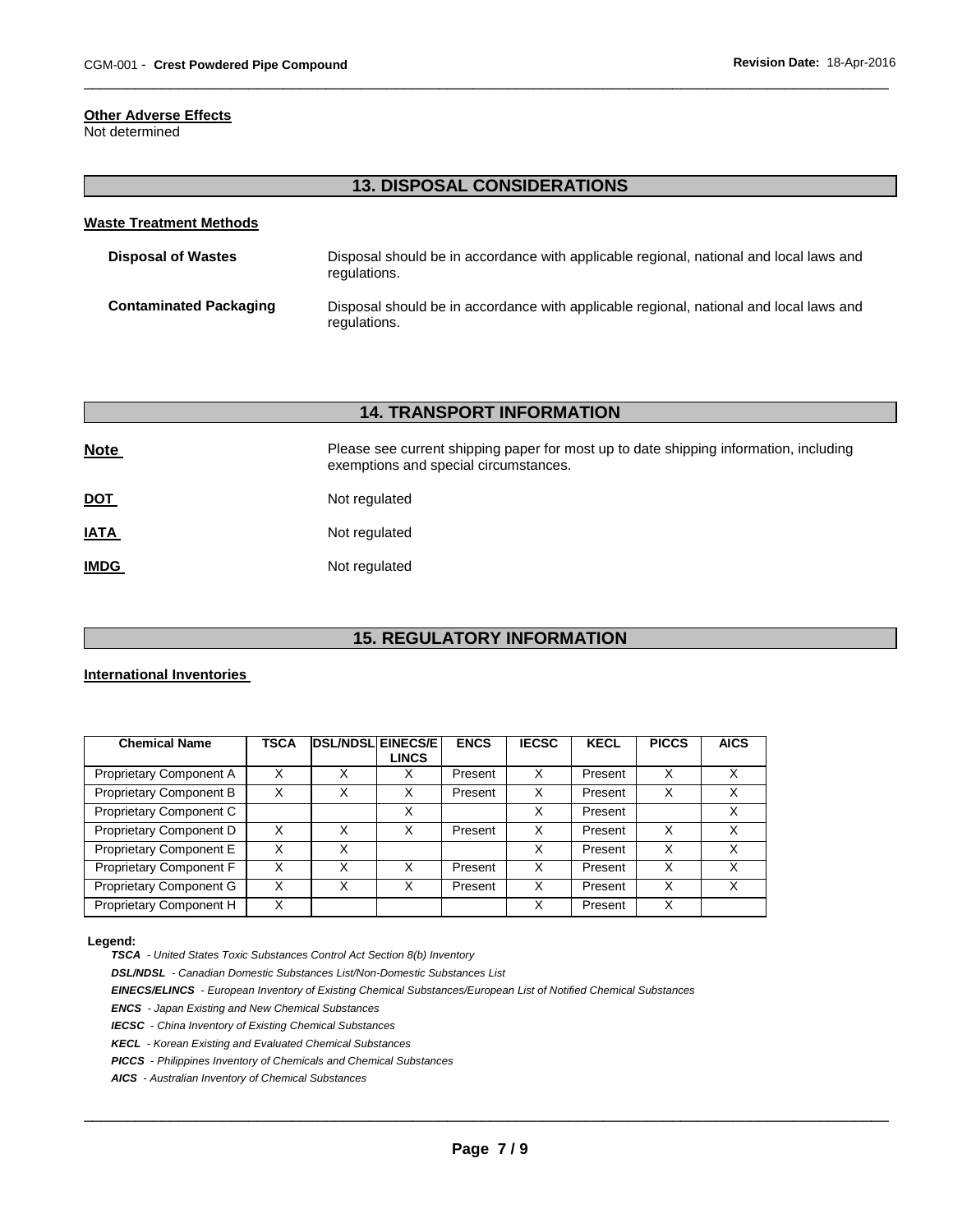#### Other Adverse Effects

Not determined

## 13. DISPOSAL CONSIDERATIONS

#### Waste Treatment Methods

**Disposal of Wastes** Disposal should be in accordance with applicable regional, national and local laws and regulations.

**Contaminated Packaging** Disposal should be in accordance with applicable regional, national and local laws and regulations.

## 14. TRANSPORT INFORMATION

**Note** Please see current shipping paper for most up to date shipping information, including exemptions and special circumstances.

**DOT** Not regulated

**IATA** Not regulated

**IMDG** Not regulated

## 15. REGULATORY INFORMATION

#### International Inventories

| Chemical Name | TSCA | DSL/NDSL | EINECS/ELINCS | ENCS | IECSC | KECL | PICCS | AICS |
|---|---|---|---|---|---|---|---|---|
| Proprietary Component A | X | X | X | Present | X | Present | X | X |
| Proprietary Component B | X | X | X | Present | X | Present | X | X |
| Proprietary Component C | | | X | | X | Present | | X |
| Proprietary Component D | X | X | X | Present | X | Present | X | X |
| Proprietary Component E | X | X | | | X | Present | X | X |
| Proprietary Component F | X | X | X | Present | X | Present | X | X |
| Proprietary Component G | X | X | X | Present | X | Present | X | X |
| Proprietary Component H | X | | | | X | Present | X | |

**Legend:**

***TSCA*** *- United States Toxic Substances Control Act Section 8(b) Inventory*

***DSL/NDSL*** *- Canadian Domestic Substances List/Non-Domestic Substances List*

***EINECS/ELINCS*** *- European Inventory of Existing Chemical Substances/European List of Notified Chemical Substances*

***ENCS*** *- Japan Existing and New Chemical Substances*

***IECSC*** *- China Inventory of Existing Chemical Substances*

***KECL*** *- Korean Existing and Evaluated Chemical Substances*

***PICCS*** *- Philippines Inventory of Chemicals and Chemical Substances*

***AICS*** *- Australian Inventory of Chemical Substances*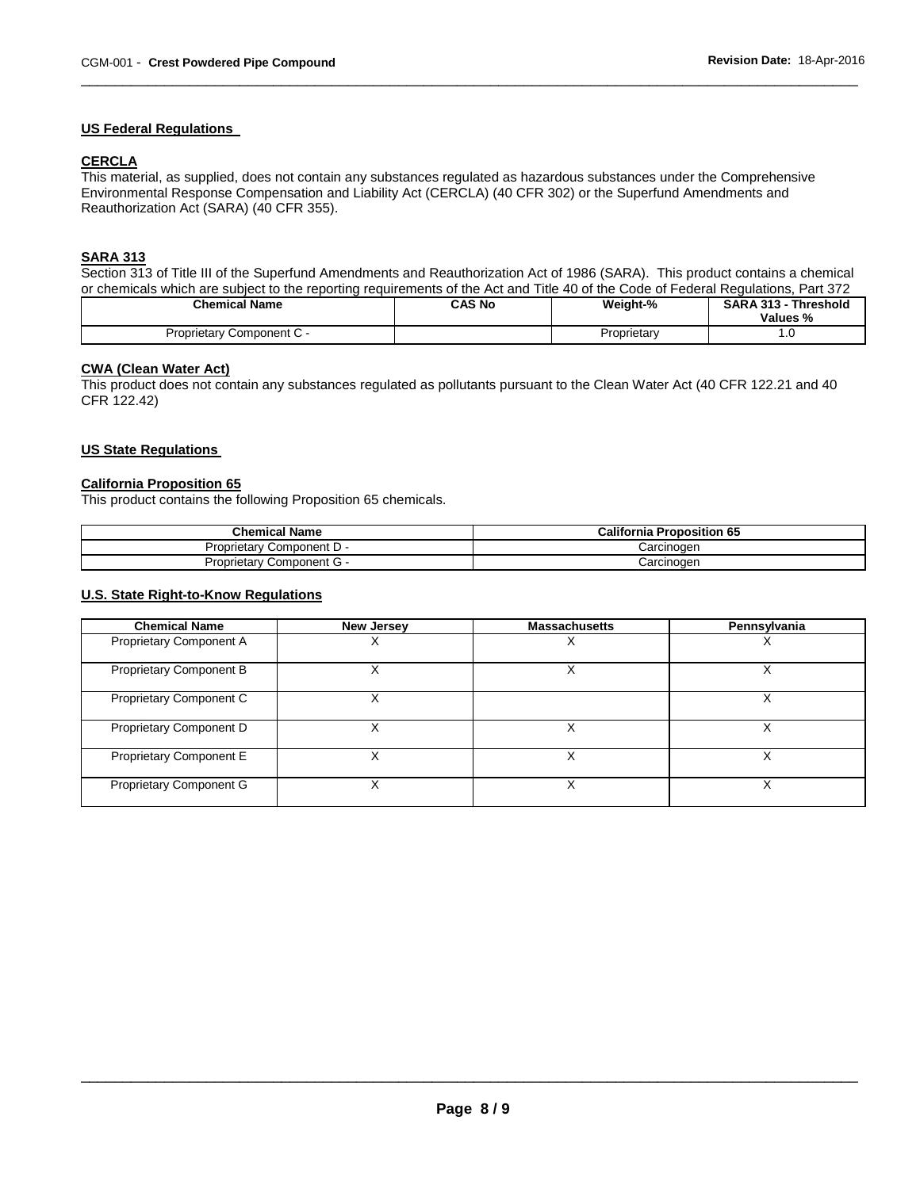## US Federal Regulations

### CERCLA

This material, as supplied, does not contain any substances regulated as hazardous substances under the Comprehensive Environmental Response Compensation and Liability Act (CERCLA) (40 CFR 302) or the Superfund Amendments and Reauthorization Act (SARA) (40 CFR 355).

### SARA 313

Section 313 of Title III of the Superfund Amendments and Reauthorization Act of 1986 (SARA). This product contains a chemical or chemicals which are subject to the reporting requirements of the Act and Title 40 of the Code of Federal Regulations, Part 372

| Chemical Name | CAS No | Weight-% | SARA 313 - Threshold Values % |
|---|---|---|---|
| Proprietary Component C - | | Proprietary | 1.0 |

### CWA (Clean Water Act)

This product does not contain any substances regulated as pollutants pursuant to the Clean Water Act (40 CFR 122.21 and 40 CFR 122.42)

## US State Regulations

### California Proposition 65

This product contains the following Proposition 65 chemicals.

| Chemical Name | California Proposition 65 |
|---|---|
| Proprietary Component D - | Carcinogen |
| Proprietary Component G - | Carcinogen |

### U.S. State Right-to-Know Regulations

| Chemical Name | New Jersey | Massachusetts | Pennsylvania |
|---|---|---|---|
| Proprietary Component A | X | X | X |
| Proprietary Component B | X | X | X |
| Proprietary Component C | X | | X |
| Proprietary Component D | X | X | X |
| Proprietary Component E | X | X | X |
| Proprietary Component G | X | X | X |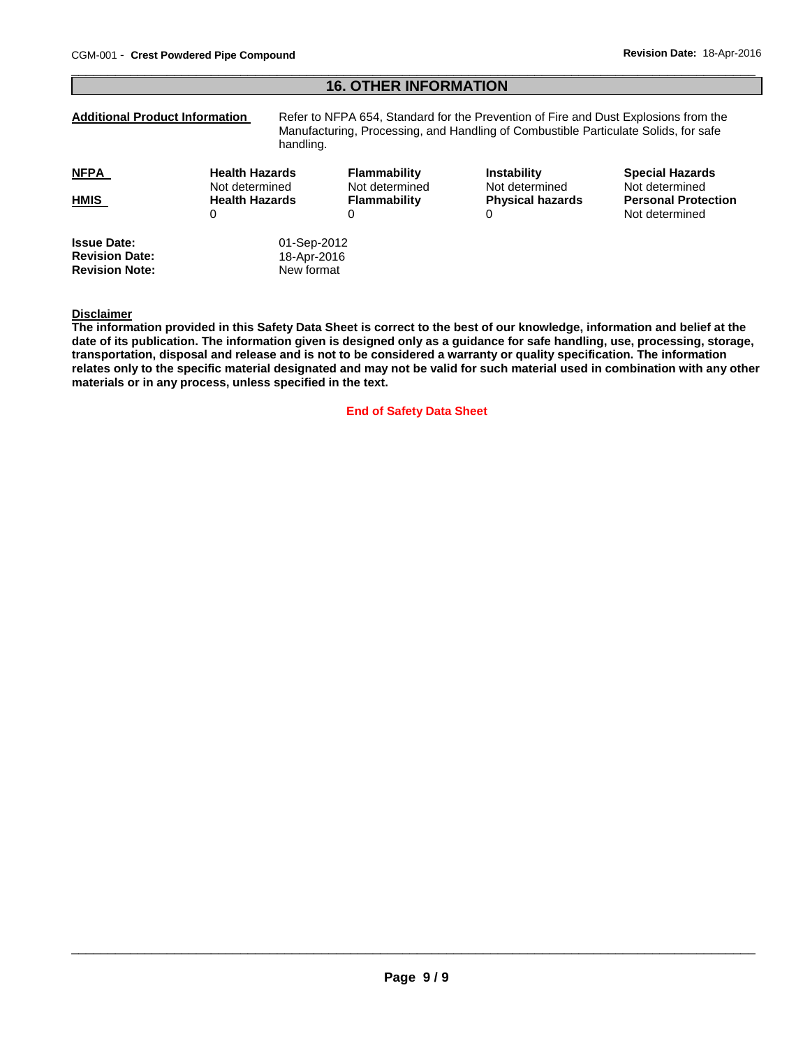## 16. OTHER INFORMATION

**Additional Product Information** Refer to NFPA 654, Standard for the Prevention of Fire and Dust Explosions from the Manufacturing, Processing, and Handling of Combustible Particulate Solids, for safe handling.

| | | | | |
|---|---|---|---|---|
| **NFPA** | **Health Hazards** Not determined | **Flammability** Not determined | **Instability** Not determined | **Special Hazards** Not determined |
| **HMIS** | **Health Hazards** 0 | **Flammability** 0 | **Physical hazards** 0 | **Personal Protection** Not determined |

**Issue Date:** 01-Sep-2012
**Revision Date:** 18-Apr-2016
**Revision Note:** New format

**Disclaimer**
**The information provided in this Safety Data Sheet is correct to the best of our knowledge, information and belief at the date of its publication. The information given is designed only as a guidance for safe handling, use, processing, storage, transportation, disposal and release and is not to be considered a warranty or quality specification. The information relates only to the specific material designated and may not be valid for such material used in combination with any other materials or in any process, unless specified in the text.**

**End of Safety Data Sheet**